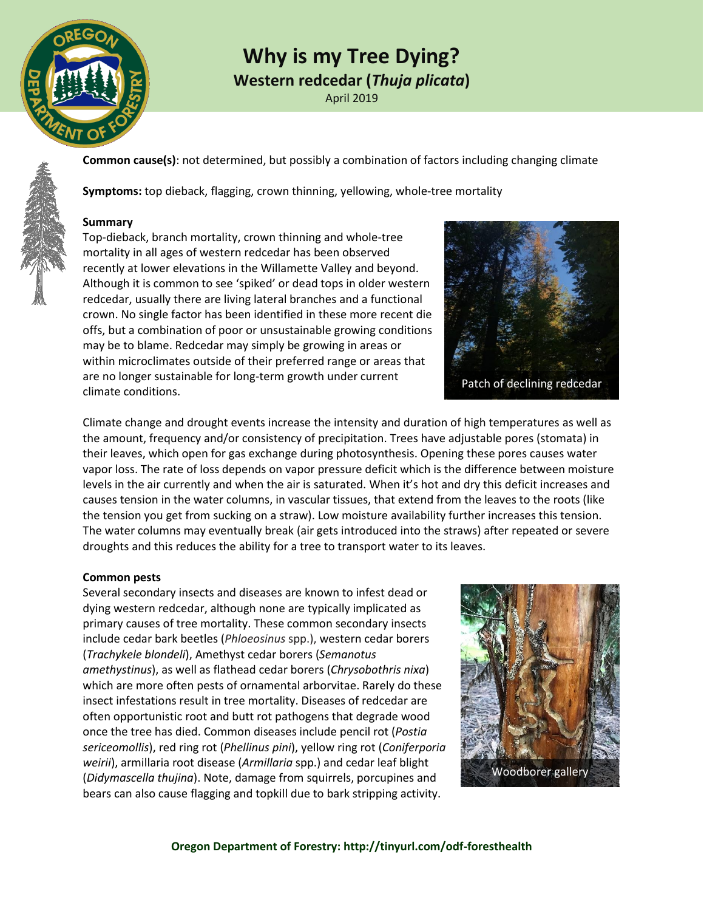# Why is my Tree Dying?

## Western redcedar (*Thuja plicata*)

April 2019

**Common cause(s)**: not determined, but possibly a combination of factors including changing climate

**Symptoms:** top dieback, flagging, crown thinning, yellowing, whole-tree mortality

### Summary

Top-dieback, branch mortality, crown thinning and whole-tree mortality in all ages of western redcedar has been observed recently at lower elevations in the Willamette Valley and beyond. Although it is common to see 'spiked' or dead tops in older western redcedar, usually there are living lateral branches and a functional crown. No single factor has been identified in these more recent die offs, but a combination of poor or unsustainable growing conditions may be to blame. Redcedar may simply be growing in areas or within microclimates outside of their preferred range or areas that are no longer sustainable for long-term growth under current climate conditions.

Patch of declining redcedar

Climate change and drought events increase the intensity and duration of high temperatures as well as the amount, frequency and/or consistency of precipitation. Trees have adjustable pores (stomata) in their leaves, which open for gas exchange during photosynthesis. Opening these pores causes water vapor loss. The rate of loss depends on vapor pressure deficit which is the difference between moisture levels in the air currently and when the air is saturated. When it's hot and dry this deficit increases and causes tension in the water columns, in vascular tissues, that extend from the leaves to the roots (like the tension you get from sucking on a straw). Low moisture availability further increases this tension. The water columns may eventually break (air gets introduced into the straws) after repeated or severe droughts and this reduces the ability for a tree to transport water to its leaves.

### Common pests

Several secondary insects and diseases are known to infest dead or dying western redcedar, although none are typically implicated as primary causes of tree mortality. These common secondary insects include cedar bark beetles (*Phloeosinus* spp.), western cedar borers (*Trachykele blondeli*), Amethyst cedar borers (*Semanotus amethystinus*), as well as flathead cedar borers (*Chrysobothris nixa*) which are more often pests of ornamental arborvitae. Rarely do these insect infestations result in tree mortality. Diseases of redcedar are often opportunistic root and butt rot pathogens that degrade wood once the tree has died. Common diseases include pencil rot (*Postia sericeomollis*), red ring rot (*Phellinus pini*), yellow ring rot (*Coniferporia weirii*), armillaria root disease (*Armillaria* spp.) and cedar leaf blight (*Didymascella thujina*). Note, damage from squirrels, porcupines and bears can also cause flagging and topkill due to bark stripping activity.

Woodborer gallery

**Oregon Department of Forestry: http://tinyurl.com/odf-foresthealth**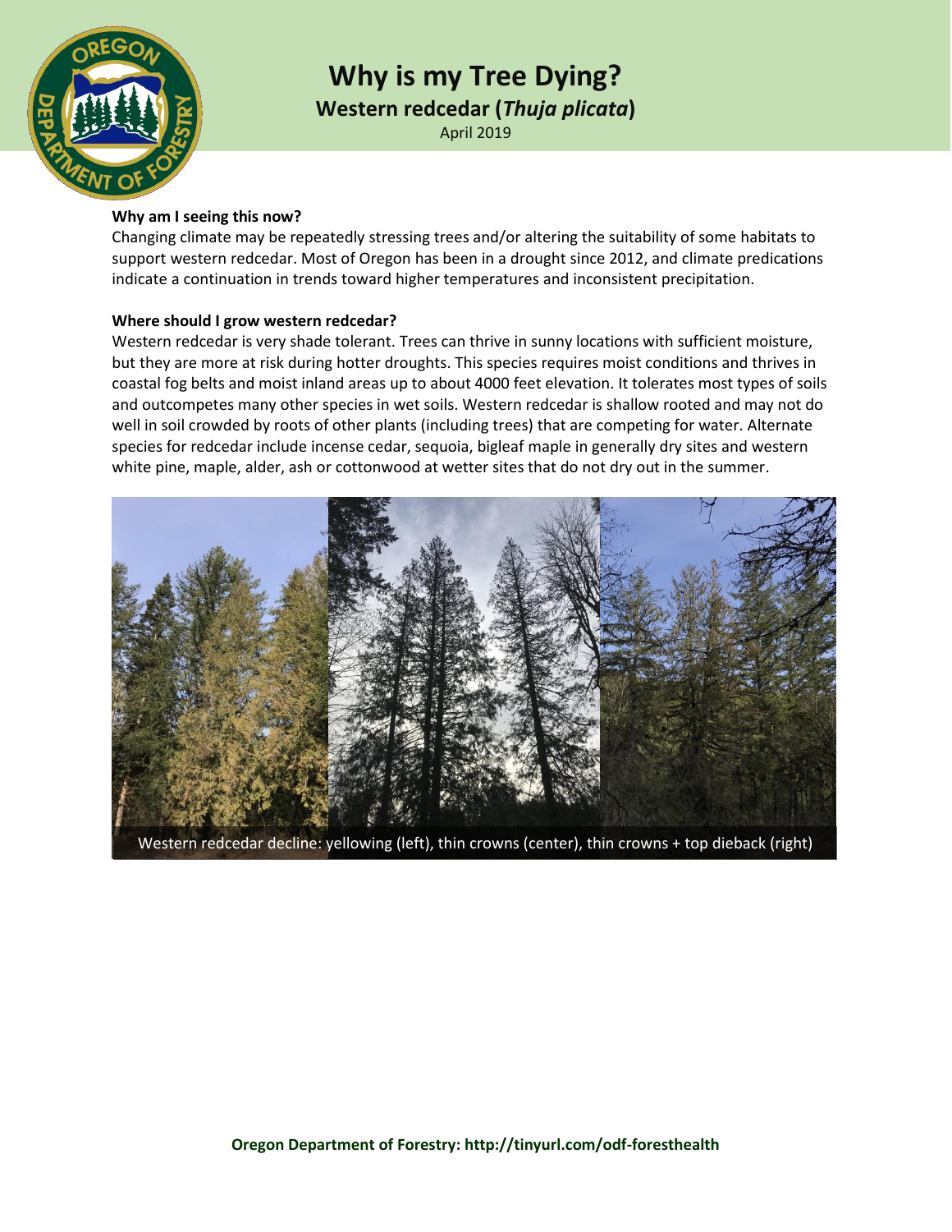# Why is my Tree Dying?

## Western redcedar (*Thuja plicata*)

April 2019

**Why am I seeing this now?**

Changing climate may be repeatedly stressing trees and/or altering the suitability of some habitats to support western redcedar. Most of Oregon has been in a drought since 2012, and climate predications indicate a continuation in trends toward higher temperatures and inconsistent precipitation.

**Where should I grow western redcedar?**

Western redcedar is very shade tolerant. Trees can thrive in sunny locations with sufficient moisture, but they are more at risk during hotter droughts. This species requires moist conditions and thrives in coastal fog belts and moist inland areas up to about 4000 feet elevation. It tolerates most types of soils and outcompetes many other species in wet soils. Western redcedar is shallow rooted and may not do well in soil crowded by roots of other plants (including trees) that are competing for water. Alternate species for redcedar include incense cedar, sequoia, bigleaf maple in generally dry sites and western white pine, maple, alder, ash or cottonwood at wetter sites that do not dry out in the summer.

Western redcedar decline: yellowing (left), thin crowns (center), thin crowns + top dieback (right)

**Oregon Department of Forestry: http://tinyurl.com/odf-foresthealth**